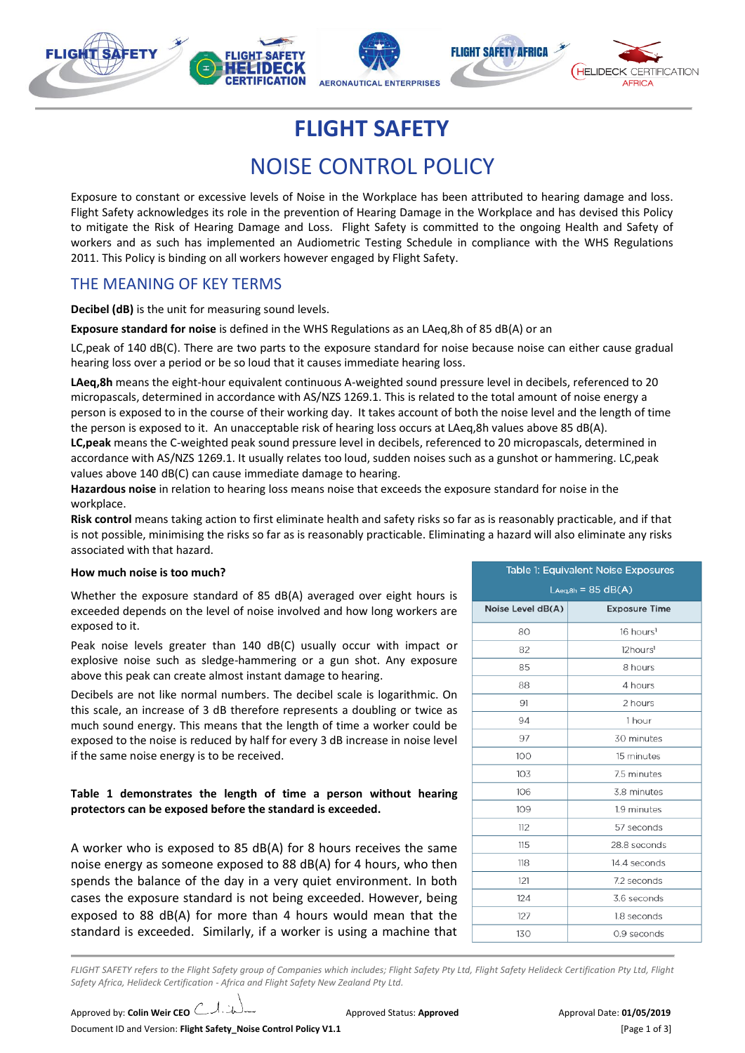# FLIGHT SAFETY

# NOISE CONTROL POLICY

Exposure to constant or excessive levels of Noise in the Workplace has been attributed to hearing damage and loss. Flight Safety acknowledges its role in the prevention of Hearing Damage in the Workplace and has devised this Policy to mitigate the Risk of Hearing Damage and Loss. Flight Safety is committed to the ongoing Health and Safety of workers and as such has implemented an Audiometric Testing Schedule in compliance with the WHS Regulations 2011. This Policy is binding on all workers however engaged by Flight Safety.

## THE MEANING OF KEY TERMS

**Decibel (dB)** is the unit for measuring sound levels.

**Exposure standard for noise** is defined in the WHS Regulations as an LAeq,8h of 85 dB(A) or an

LC,peak of 140 dB(C). There are two parts to the exposure standard for noise because noise can either cause gradual hearing loss over a period or be so loud that it causes immediate hearing loss.

**LAeq,8h** means the eight-hour equivalent continuous A-weighted sound pressure level in decibels, referenced to 20 micropascals, determined in accordance with AS/NZS 1269.1. This is related to the total amount of noise energy a person is exposed to in the course of their working day. It takes account of both the noise level and the length of time the person is exposed to it. An unacceptable risk of hearing loss occurs at LAeq,8h values above 85 dB(A).

**LC,peak** means the C-weighted peak sound pressure level in decibels, referenced to 20 micropascals, determined in accordance with AS/NZS 1269.1. It usually relates too loud, sudden noises such as a gunshot or hammering. LC,peak values above 140 dB(C) can cause immediate damage to hearing.

**Hazardous noise** in relation to hearing loss means noise that exceeds the exposure standard for noise in the workplace.

**Risk control** means taking action to first eliminate health and safety risks so far as is reasonably practicable, and if that is not possible, minimising the risks so far as is reasonably practicable. Eliminating a hazard will also eliminate any risks associated with that hazard.

**How much noise is too much?**

Whether the exposure standard of 85 dB(A) averaged over eight hours is exceeded depends on the level of noise involved and how long workers are exposed to it.

Peak noise levels greater than 140 dB(C) usually occur with impact or explosive noise such as sledge-hammering or a gun shot. Any exposure above this peak can create almost instant damage to hearing.

Decibels are not like normal numbers. The decibel scale is logarithmic. On this scale, an increase of 3 dB therefore represents a doubling or twice as much sound energy. This means that the length of time a worker could be exposed to the noise is reduced by half for every 3 dB increase in noise level if the same noise energy is to be received.

**Table 1 demonstrates the length of time a person without hearing protectors can be exposed before the standard is exceeded.**

A worker who is exposed to 85 dB(A) for 8 hours receives the same noise energy as someone exposed to 88 dB(A) for 4 hours, who then spends the balance of the day in a very quiet environment. In both cases the exposure standard is not being exceeded. However, being exposed to 88 dB(A) for more than 4 hours would mean that the standard is exceeded. Similarly, if a worker is using a machine that

| Table 1: Equivalent Noise Exposures $L_{Aeq,8h}$ = 85 dB(A) | |
|---|---|
| **Noise Level dB(A)** | **Exposure Time** |
| 80 | 16 hours[1] |
| 82 | 12hours[1] |
| 85 | 8 hours |
| 88 | 4 hours |
| 91 | 2 hours |
| 94 | 1 hour |
| 97 | 30 minutes |
| 100 | 15 minutes |
| 103 | 7.5 minutes |
| 106 | 3.8 minutes |
| 109 | 1.9 minutes |
| 112 | 57 seconds |
| 115 | 28.8 seconds |
| 118 | 14.4 seconds |
| 121 | 7.2 seconds |
| 124 | 3.6 seconds |
| 127 | 1.8 seconds |
| 130 | 0.9 seconds |

*FLIGHT SAFETY refers to the Flight Safety group of Companies which includes; Flight Safety Pty Ltd, Flight Safety Helideck Certification Pty Ltd, Flight Safety Africa, Helideck Certification - Africa and Flight Safety New Zealand Pty Ltd.*

Approved by: **Colin Weir CEO** Approved Status: **Approved** Approval Date: **01/05/2019**

Document ID and Version: **Flight Safety_Noise Control Policy V1.1**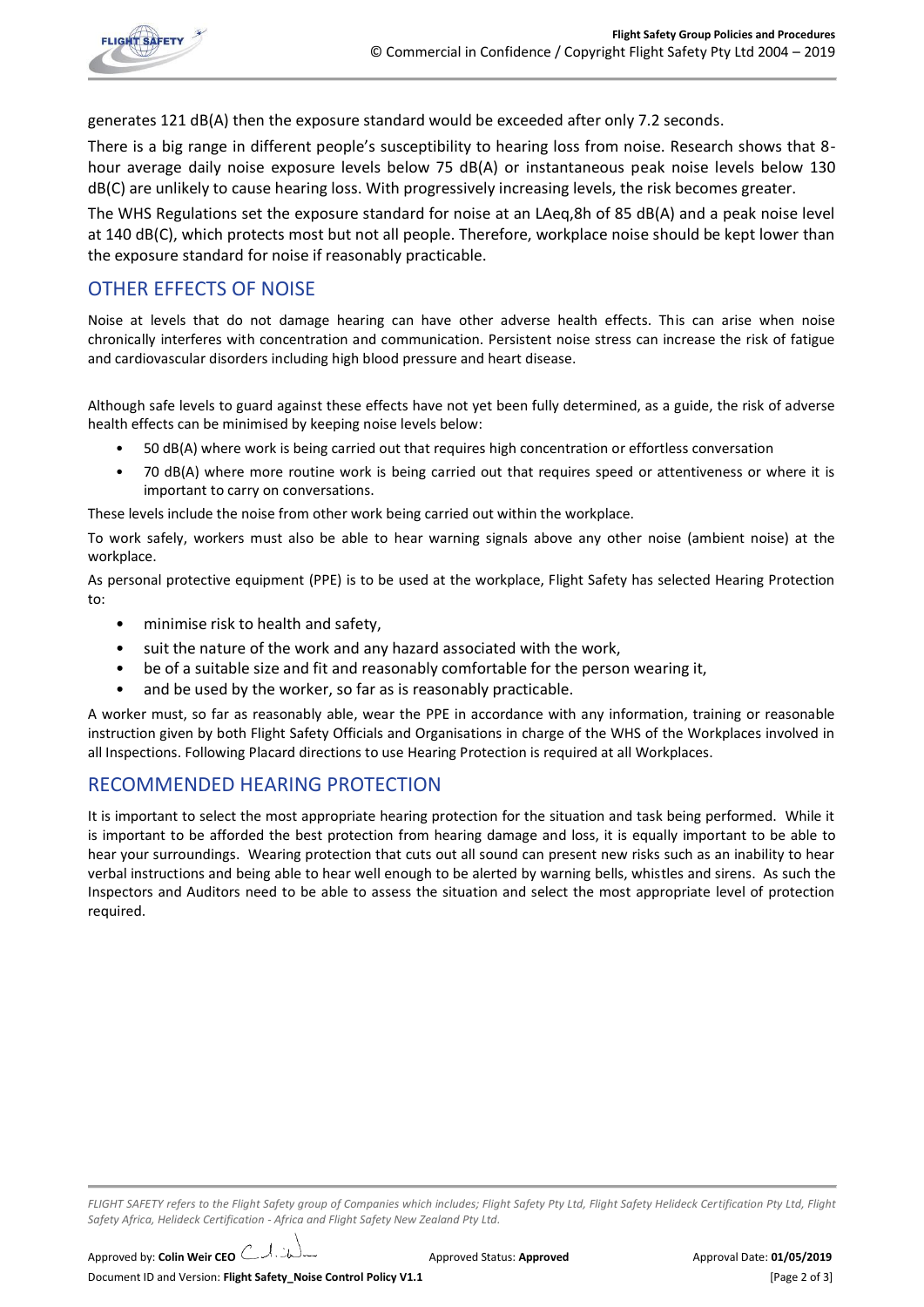generates 121 dB(A) then the exposure standard would be exceeded after only 7.2 seconds.

There is a big range in different people's susceptibility to hearing loss from noise. Research shows that 8-hour average daily noise exposure levels below 75 dB(A) or instantaneous peak noise levels below 130 dB(C) are unlikely to cause hearing loss. With progressively increasing levels, the risk becomes greater.

The WHS Regulations set the exposure standard for noise at an $L_{Aeq,8h}$ of 85 dB(A) and a peak noise level at 140 dB(C), which protects most but not all people. Therefore, workplace noise should be kept lower than the exposure standard for noise if reasonably practicable.

## OTHER EFFECTS OF NOISE

Noise at levels that do not damage hearing can have other adverse health effects. This can arise when noise chronically interferes with concentration and communication. Persistent noise stress can increase the risk of fatigue and cardiovascular disorders including high blood pressure and heart disease.

Although safe levels to guard against these effects have not yet been fully determined, as a guide, the risk of adverse health effects can be minimised by keeping noise levels below:

- 50 dB(A) where work is being carried out that requires high concentration or effortless conversation
- 70 dB(A) where more routine work is being carried out that requires speed or attentiveness or where it is important to carry on conversations.

These levels include the noise from other work being carried out within the workplace.

To work safely, workers must also be able to hear warning signals above any other noise (ambient noise) at the workplace.

As personal protective equipment (PPE) is to be used at the workplace, Flight Safety has selected Hearing Protection to:

- minimise risk to health and safety,
- suit the nature of the work and any hazard associated with the work,
- be of a suitable size and fit and reasonably comfortable for the person wearing it,
- and be used by the worker, so far as is reasonably practicable.

A worker must, so far as reasonably able, wear the PPE in accordance with any information, training or reasonable instruction given by both Flight Safety Officials and Organisations in charge of the WHS of the Workplaces involved in all Inspections. Following Placard directions to use Hearing Protection is required at all Workplaces.

## RECOMMENDED HEARING PROTECTION

It is important to select the most appropriate hearing protection for the situation and task being performed. While it is important to be afforded the best protection from hearing damage and loss, it is equally important to be able to hear your surroundings. Wearing protection that cuts out all sound can present new risks such as an inability to hear verbal instructions and being able to hear well enough to be alerted by warning bells, whistles and sirens. As such the Inspectors and Auditors need to be able to assess the situation and select the most appropriate level of protection required.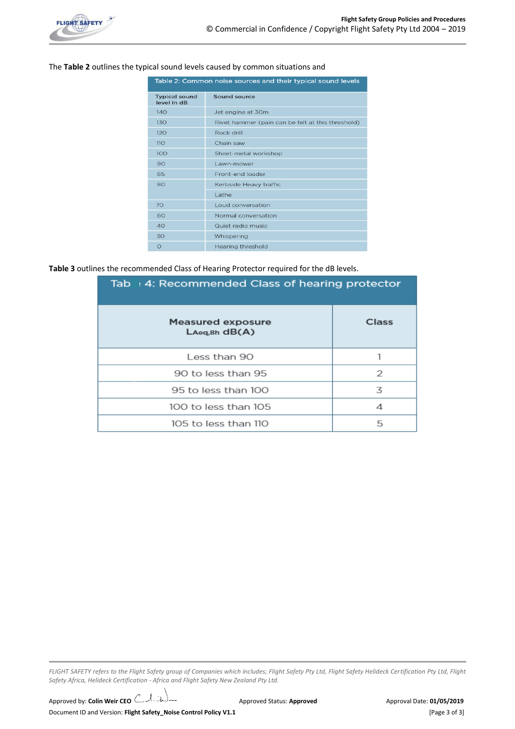The **Table 2** outlines the typical sound levels caused by common situations and

Table 2: Common noise sources and their typical sound levels

| Typical sound level in dB | Sound source |
|---|---|
| 140 | Jet engine at 30m |
| 130 | Rivet hammer (pain can be felt at this threshold) |
| 120 | Rock drill |
| 110 | Chain saw |
| 100 | Sheet-metal workshop |
| 90 | Lawn-mower |
| 85 | Front-end loader |
| 80 | Kerbside Heavy traffic |
| | Lathe |
| 70 | Loud conversation |
| 60 | Normal conversation |
| 40 | Quiet radio music |
| 30 | Whispering |
| 0 | Hearing threshold |

**Table 3** outlines the recommended Class of Hearing Protector required for the dB levels.

Tab : 4: Recommended Class of hearing protector

| Measured exposure $L_{Aeq,8h}$ dB(A) | Class |
|---|---|
| Less than 90 | 1 |
| 90 to less than 95 | 2 |
| 95 to less than 100 | 3 |
| 100 to less than 105 | 4 |
| 105 to less than 110 | 5 |

*FLIGHT SAFETY refers to the Flight Safety group of Companies which includes; Flight Safety Pty Ltd, Flight Safety Helideck Certification Pty Ltd, Flight Safety Africa, Helideck Certification - Africa and Flight Safety New Zealand Pty Ltd.*

Approved by: **Colin Weir CEO** Approved Status: **Approved** Approval Date: **01/05/2019**

Document ID and Version: **Flight Safety_Noise Control Policy V1.1**